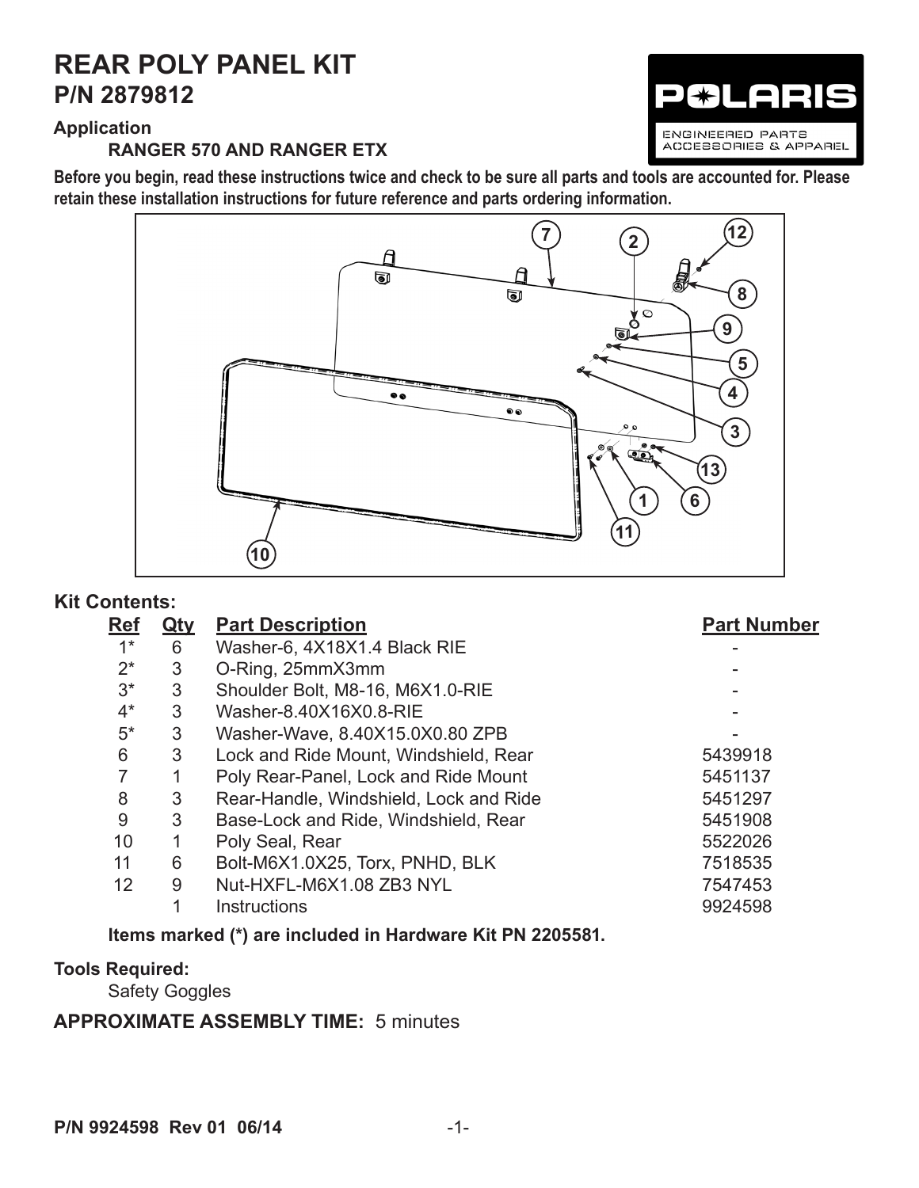# REAR POLY PANEL KIT
## P/N 2879812

**Application**

**RANGER 570 AND RANGER ETX**

**Before you begin, read these instructions twice and check to be sure all parts and tools are accounted for. Please retain these installation instructions for future reference and parts ordering information.**

**Kit Contents:**

| Ref | Qty | Part Description | Part Number |
|---|---|---|---|
| 1* | 6 | Washer-6, 4X18X1.4 Black RIE | - |
| 2* | 3 | O-Ring, 25mmX3mm | - |
| 3* | 3 | Shoulder Bolt, M8-16, M6X1.0-RIE | - |
| 4* | 3 | Washer-8.40X16X0.8-RIE | - |
| 5* | 3 | Washer-Wave, 8.40X15.0X0.80 ZPB | - |
| 6 | 3 | Lock and Ride Mount, Windshield, Rear | 5439918 |
| 7 | 1 | Poly Rear-Panel, Lock and Ride Mount | 5451137 |
| 8 | 3 | Rear-Handle, Windshield, Lock and Ride | 5451297 |
| 9 | 3 | Base-Lock and Ride, Windshield, Rear | 5451908 |
| 10 | 1 | Poly Seal, Rear | 5522026 |
| 11 | 6 | Bolt-M6X1.0X25, Torx, PNHD, BLK | 7518535 |
| 12 | 9 | Nut-HXFL-M6X1.08 ZB3 NYL | 7547453 |
| | 1 | Instructions | 9924598 |

**Items marked (*) are included in Hardware Kit PN 2205581.**

**Tools Required:**

Safety Goggles

**APPROXIMATE ASSEMBLY TIME:** 5 minutes

**P/N 9924598 Rev 01 06/14**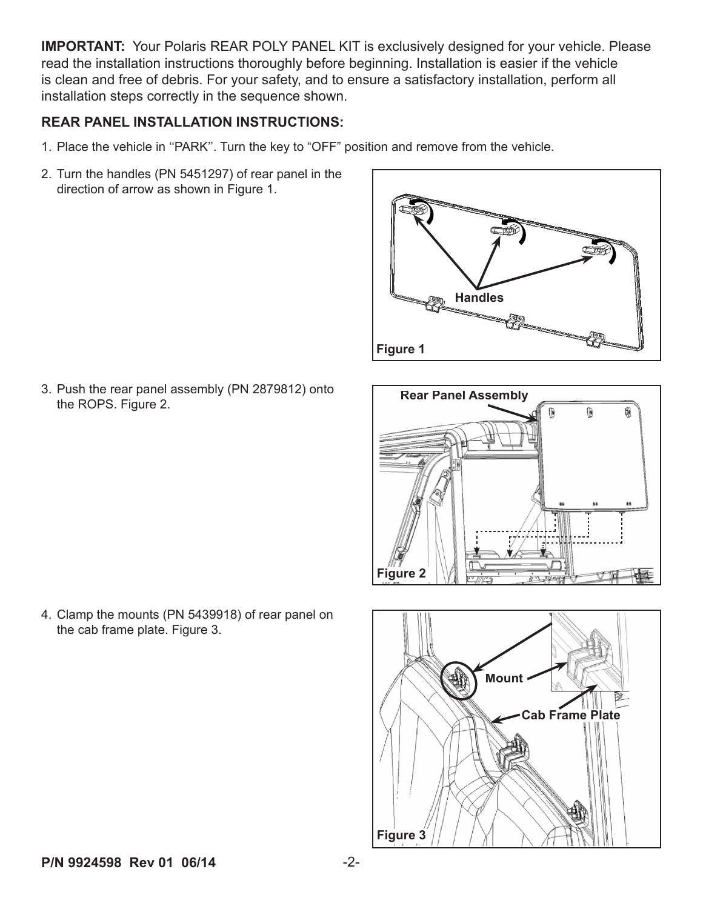**IMPORTANT:** Your Polaris REAR POLY PANEL KIT is exclusively designed for your vehicle. Please read the installation instructions thoroughly before beginning. Installation is easier if the vehicle is clean and free of debris. For your safety, and to ensure a satisfactory installation, perform all installation steps correctly in the sequence shown.

**REAR PANEL INSTALLATION INSTRUCTIONS:**

1. Place the vehicle in ''PARK''. Turn the key to "OFF" position and remove from the vehicle.
2. Turn the handles (PN 5451297) of rear panel in the direction of arrow as shown in Figure 1.

Handles

Figure 1

3. Push the rear panel assembly (PN 2879812) onto the ROPS. Figure 2.

Rear Panel Assembly

Figure 2

4. Clamp the mounts (PN 5439918) of rear panel on the cab frame plate. Figure 3.

Mount

Cab Frame Plate

Figure 3

P/N 9924598 Rev 01 06/14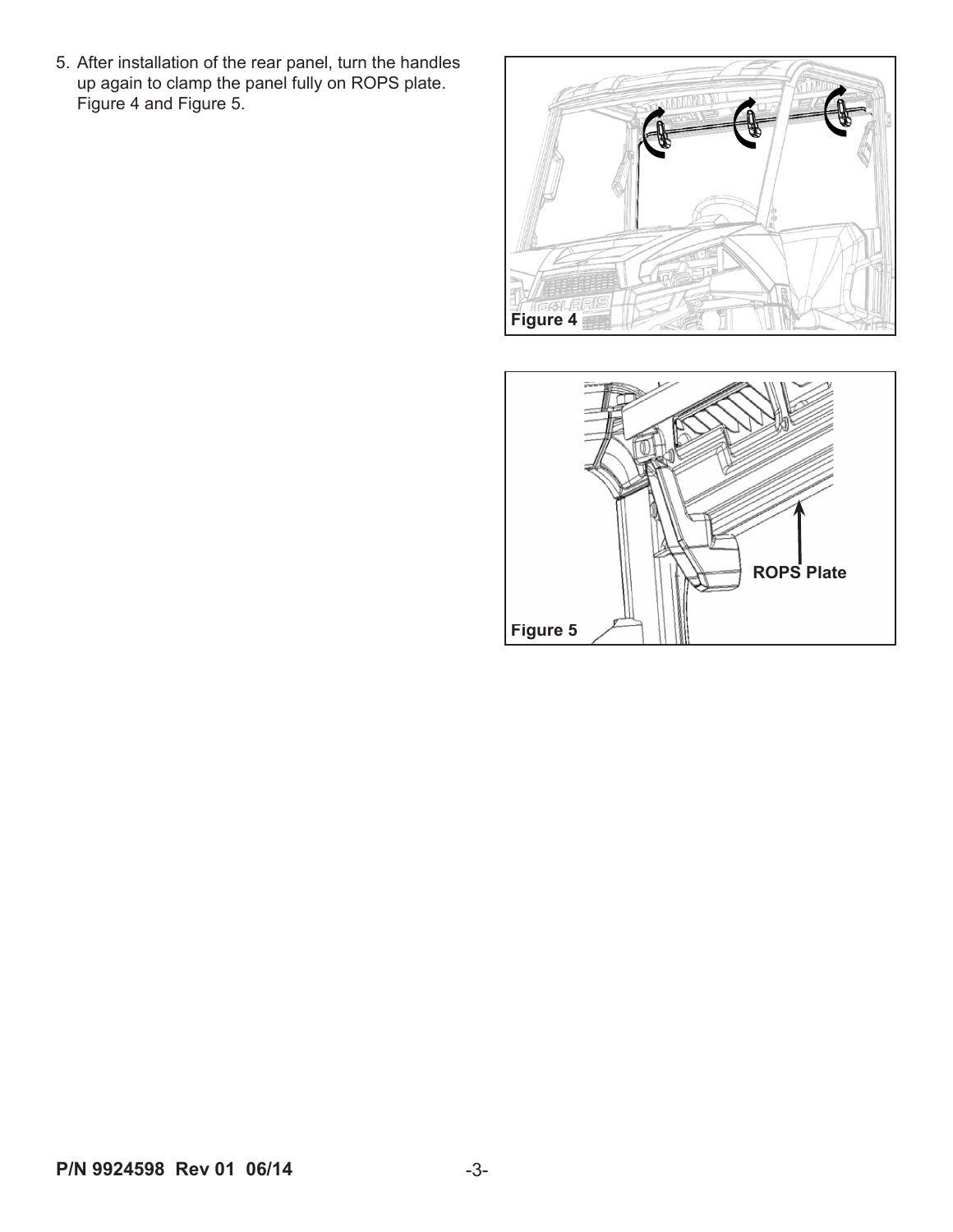5. After installation of the rear panel, turn the handles up again to clamp the panel fully on ROPS plate. Figure 4 and Figure 5.

Figure 4

ROPS Plate

Figure 5